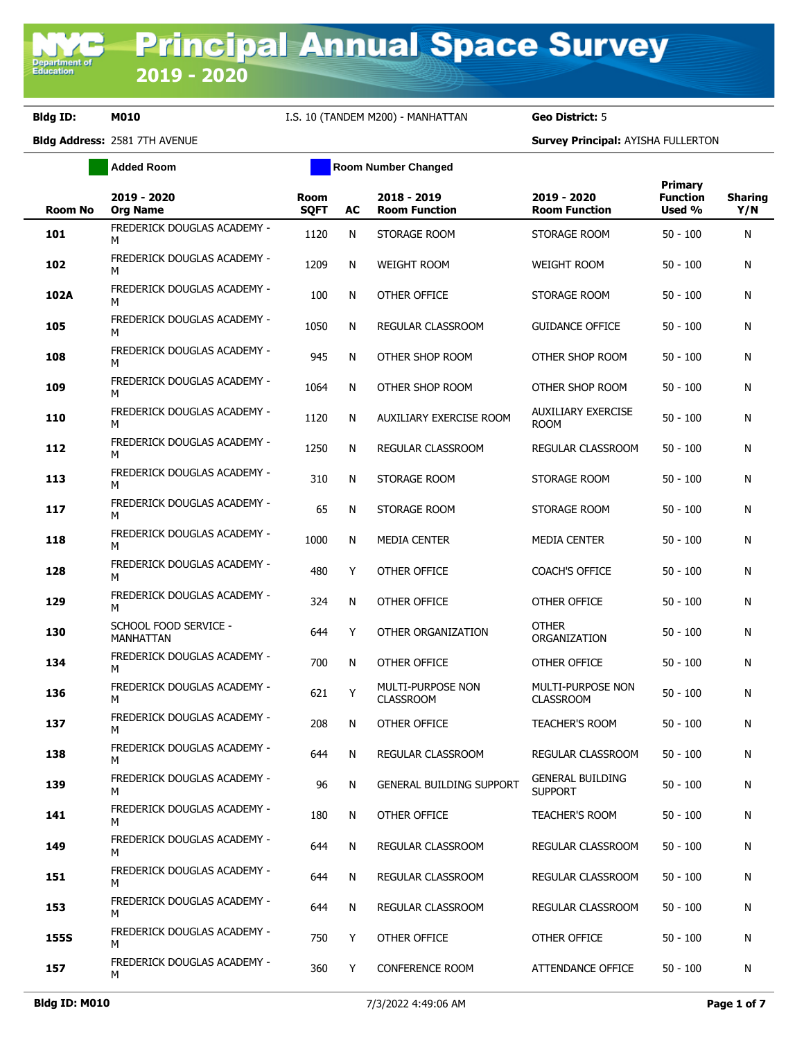# Principal Annual Space Survey 2019 - 2020

**Bldg ID:** M010 I.S. 10 (TANDEM M200) - MANHATTAN **Geo District:** 5

**Bldg Address:** 2581 7TH AVENUE **Survey Principal:** AYISHA FULLERTON

Added Room | Room Number Changed

| Room No | 2019 - 2020 Org Name | Room SQFT | AC | 2018 - 2019 Room Function | 2019 - 2020 Room Function | Primary Function Used % | Sharing Y/N |
|---|---|---|---|---|---|---|---|
| 101 | FREDERICK DOUGLAS ACADEMY - M | 1120 | N | STORAGE ROOM | STORAGE ROOM | 50 - 100 | N |
| 102 | FREDERICK DOUGLAS ACADEMY - M | 1209 | N | WEIGHT ROOM | WEIGHT ROOM | 50 - 100 | N |
| 102A | FREDERICK DOUGLAS ACADEMY - M | 100 | N | OTHER OFFICE | STORAGE ROOM | 50 - 100 | N |
| 105 | FREDERICK DOUGLAS ACADEMY - M | 1050 | N | REGULAR CLASSROOM | GUIDANCE OFFICE | 50 - 100 | N |
| 108 | FREDERICK DOUGLAS ACADEMY - M | 945 | N | OTHER SHOP ROOM | OTHER SHOP ROOM | 50 - 100 | N |
| 109 | FREDERICK DOUGLAS ACADEMY - M | 1064 | N | OTHER SHOP ROOM | OTHER SHOP ROOM | 50 - 100 | N |
| 110 | FREDERICK DOUGLAS ACADEMY - M | 1120 | N | AUXILIARY EXERCISE ROOM | AUXILIARY EXERCISE ROOM | 50 - 100 | N |
| 112 | FREDERICK DOUGLAS ACADEMY - M | 1250 | N | REGULAR CLASSROOM | REGULAR CLASSROOM | 50 - 100 | N |
| 113 | FREDERICK DOUGLAS ACADEMY - M | 310 | N | STORAGE ROOM | STORAGE ROOM | 50 - 100 | N |
| 117 | FREDERICK DOUGLAS ACADEMY - M | 65 | N | STORAGE ROOM | STORAGE ROOM | 50 - 100 | N |
| 118 | FREDERICK DOUGLAS ACADEMY - M | 1000 | N | MEDIA CENTER | MEDIA CENTER | 50 - 100 | N |
| 128 | FREDERICK DOUGLAS ACADEMY - M | 480 | Y | OTHER OFFICE | COACH'S OFFICE | 50 - 100 | N |
| 129 | FREDERICK DOUGLAS ACADEMY - M | 324 | N | OTHER OFFICE | OTHER OFFICE | 50 - 100 | N |
| 130 | SCHOOL FOOD SERVICE - MANHATTAN | 644 | Y | OTHER ORGANIZATION | OTHER ORGANIZATION | 50 - 100 | N |
| 134 | FREDERICK DOUGLAS ACADEMY - M | 700 | N | OTHER OFFICE | OTHER OFFICE | 50 - 100 | N |
| 136 | FREDERICK DOUGLAS ACADEMY - M | 621 | Y | MULTI-PURPOSE NON CLASSROOM | MULTI-PURPOSE NON CLASSROOM | 50 - 100 | N |
| 137 | FREDERICK DOUGLAS ACADEMY - M | 208 | N | OTHER OFFICE | TEACHER'S ROOM | 50 - 100 | N |
| 138 | FREDERICK DOUGLAS ACADEMY - M | 644 | N | REGULAR CLASSROOM | REGULAR CLASSROOM | 50 - 100 | N |
| 139 | FREDERICK DOUGLAS ACADEMY - M | 96 | N | GENERAL BUILDING SUPPORT | GENERAL BUILDING SUPPORT | 50 - 100 | N |
| 141 | FREDERICK DOUGLAS ACADEMY - M | 180 | N | OTHER OFFICE | TEACHER'S ROOM | 50 - 100 | N |
| 149 | FREDERICK DOUGLAS ACADEMY - M | 644 | N | REGULAR CLASSROOM | REGULAR CLASSROOM | 50 - 100 | N |
| 151 | FREDERICK DOUGLAS ACADEMY - M | 644 | N | REGULAR CLASSROOM | REGULAR CLASSROOM | 50 - 100 | N |
| 153 | FREDERICK DOUGLAS ACADEMY - M | 644 | N | REGULAR CLASSROOM | REGULAR CLASSROOM | 50 - 100 | N |
| 155S | FREDERICK DOUGLAS ACADEMY - M | 750 | Y | OTHER OFFICE | OTHER OFFICE | 50 - 100 | N |
| 157 | FREDERICK DOUGLAS ACADEMY - M | 360 | Y | CONFERENCE ROOM | ATTENDANCE OFFICE | 50 - 100 | N |

Bldg ID: M010 7/3/2022 4:49:06 AM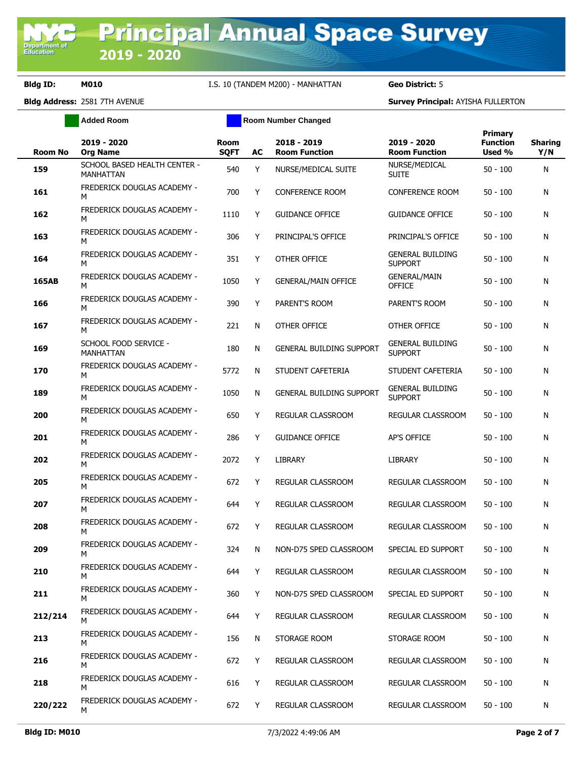# Principal Annual Space Survey 2019 - 2020

**Bldg ID:** M010 I.S. 10 (TANDEM M200) - MANHATTAN **Geo District:** 5

**Bldg Address:** 2581 7TH AVENUE **Survey Principal:** AYISHA FULLERTON

Added Room | Room Number Changed

| Room No | 2019 - 2020 Org Name | Room SQFT | AC | 2018 - 2019 Room Function | 2019 - 2020 Room Function | Primary Function Used % | Sharing Y/N |
|---|---|---|---|---|---|---|---|
| 159 | SCHOOL BASED HEALTH CENTER - MANHATTAN | 540 | Y | NURSE/MEDICAL SUITE | NURSE/MEDICAL SUITE | 50 - 100 | N |
| 161 | FREDERICK DOUGLAS ACADEMY - M | 700 | Y | CONFERENCE ROOM | CONFERENCE ROOM | 50 - 100 | N |
| 162 | FREDERICK DOUGLAS ACADEMY - M | 1110 | Y | GUIDANCE OFFICE | GUIDANCE OFFICE | 50 - 100 | N |
| 163 | FREDERICK DOUGLAS ACADEMY - M | 306 | Y | PRINCIPAL'S OFFICE | PRINCIPAL'S OFFICE | 50 - 100 | N |
| 164 | FREDERICK DOUGLAS ACADEMY - M | 351 | Y | OTHER OFFICE | GENERAL BUILDING SUPPORT | 50 - 100 | N |
| 165AB | FREDERICK DOUGLAS ACADEMY - M | 1050 | Y | GENERAL/MAIN OFFICE | GENERAL/MAIN OFFICE | 50 - 100 | N |
| 166 | FREDERICK DOUGLAS ACADEMY - M | 390 | Y | PARENT'S ROOM | PARENT'S ROOM | 50 - 100 | N |
| 167 | FREDERICK DOUGLAS ACADEMY - M | 221 | N | OTHER OFFICE | OTHER OFFICE | 50 - 100 | N |
| 169 | SCHOOL FOOD SERVICE - MANHATTAN | 180 | N | GENERAL BUILDING SUPPORT | GENERAL BUILDING SUPPORT | 50 - 100 | N |
| 170 | FREDERICK DOUGLAS ACADEMY - M | 5772 | N | STUDENT CAFETERIA | STUDENT CAFETERIA | 50 - 100 | N |
| 189 | FREDERICK DOUGLAS ACADEMY - M | 1050 | N | GENERAL BUILDING SUPPORT | GENERAL BUILDING SUPPORT | 50 - 100 | N |
| 200 | FREDERICK DOUGLAS ACADEMY - M | 650 | Y | REGULAR CLASSROOM | REGULAR CLASSROOM | 50 - 100 | N |
| 201 | FREDERICK DOUGLAS ACADEMY - M | 286 | Y | GUIDANCE OFFICE | AP'S OFFICE | 50 - 100 | N |
| 202 | FREDERICK DOUGLAS ACADEMY - M | 2072 | Y | LIBRARY | LIBRARY | 50 - 100 | N |
| 205 | FREDERICK DOUGLAS ACADEMY - M | 672 | Y | REGULAR CLASSROOM | REGULAR CLASSROOM | 50 - 100 | N |
| 207 | FREDERICK DOUGLAS ACADEMY - M | 644 | Y | REGULAR CLASSROOM | REGULAR CLASSROOM | 50 - 100 | N |
| 208 | FREDERICK DOUGLAS ACADEMY - M | 672 | Y | REGULAR CLASSROOM | REGULAR CLASSROOM | 50 - 100 | N |
| 209 | FREDERICK DOUGLAS ACADEMY - M | 324 | N | NON-D75 SPED CLASSROOM | SPECIAL ED SUPPORT | 50 - 100 | N |
| 210 | FREDERICK DOUGLAS ACADEMY - M | 644 | Y | REGULAR CLASSROOM | REGULAR CLASSROOM | 50 - 100 | N |
| 211 | FREDERICK DOUGLAS ACADEMY - M | 360 | Y | NON-D75 SPED CLASSROOM | SPECIAL ED SUPPORT | 50 - 100 | N |
| 212/214 | FREDERICK DOUGLAS ACADEMY - M | 644 | Y | REGULAR CLASSROOM | REGULAR CLASSROOM | 50 - 100 | N |
| 213 | FREDERICK DOUGLAS ACADEMY - M | 156 | N | STORAGE ROOM | STORAGE ROOM | 50 - 100 | N |
| 216 | FREDERICK DOUGLAS ACADEMY - M | 672 | Y | REGULAR CLASSROOM | REGULAR CLASSROOM | 50 - 100 | N |
| 218 | FREDERICK DOUGLAS ACADEMY - M | 616 | Y | REGULAR CLASSROOM | REGULAR CLASSROOM | 50 - 100 | N |
| 220/222 | FREDERICK DOUGLAS ACADEMY - M | 672 | Y | REGULAR CLASSROOM | REGULAR CLASSROOM | 50 - 100 | N |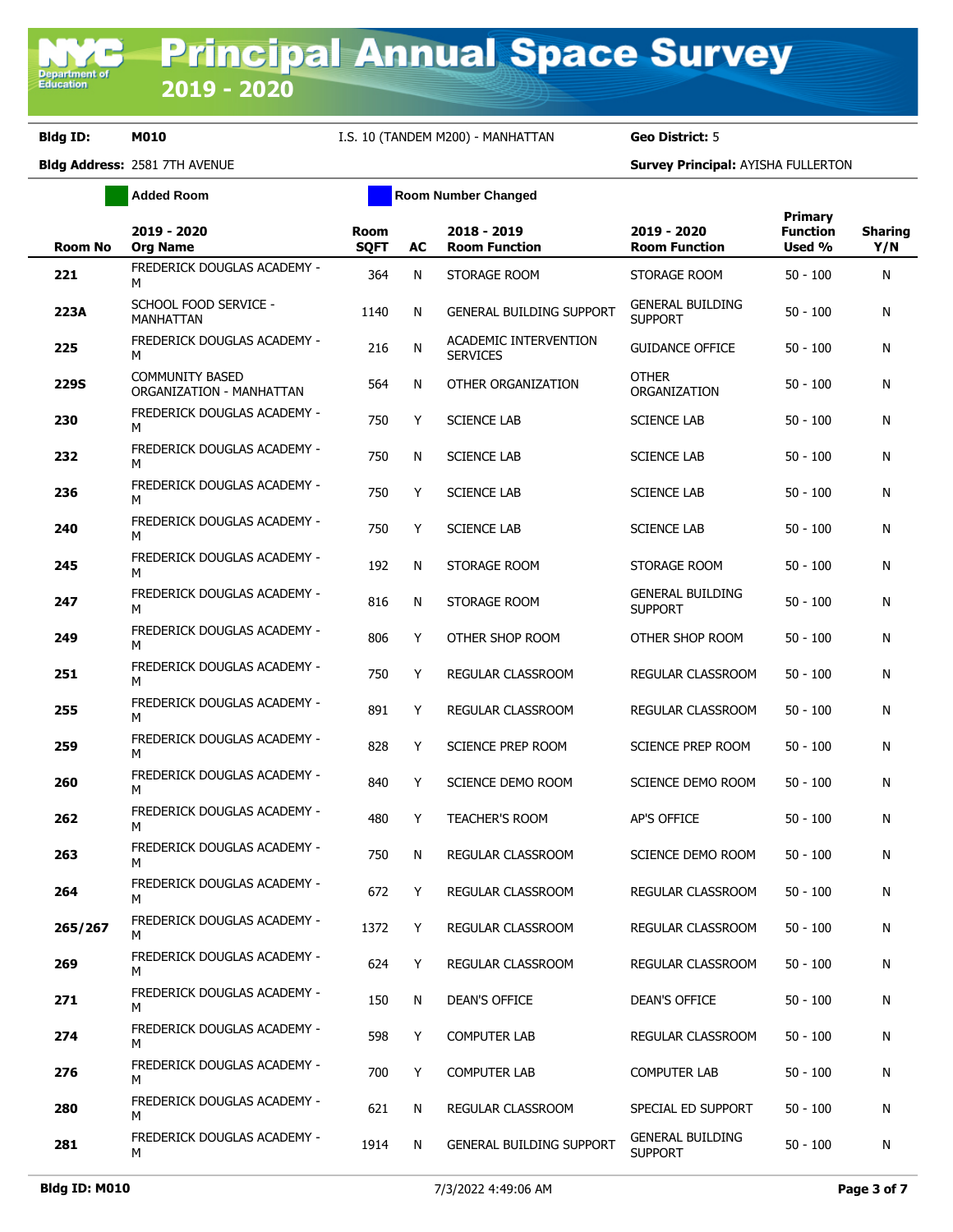# Principal Annual Space Survey 2019 - 2020

**Bldg ID:** M010 I.S. 10 (TANDEM M200) - MANHATTAN **Geo District:** 5

**Bldg Address:** 2581 7TH AVENUE **Survey Principal:** AYISHA FULLERTON

Added Room | Room Number Changed

| Room No | 2019 - 2020 Org Name | Room SQFT | AC | 2018 - 2019 Room Function | 2019 - 2020 Room Function | Primary Function Used % | Sharing Y/N |
|---|---|---|---|---|---|---|---|
| 221 | FREDERICK DOUGLAS ACADEMY - M | 364 | N | STORAGE ROOM | STORAGE ROOM | 50 - 100 | N |
| 223A | SCHOOL FOOD SERVICE - MANHATTAN | 1140 | N | GENERAL BUILDING SUPPORT | GENERAL BUILDING SUPPORT | 50 - 100 | N |
| 225 | FREDERICK DOUGLAS ACADEMY - M | 216 | N | ACADEMIC INTERVENTION SERVICES | GUIDANCE OFFICE | 50 - 100 | N |
| 229S | COMMUNITY BASED ORGANIZATION - MANHATTAN | 564 | N | OTHER ORGANIZATION | OTHER ORGANIZATION | 50 - 100 | N |
| 230 | FREDERICK DOUGLAS ACADEMY - M | 750 | Y | SCIENCE LAB | SCIENCE LAB | 50 - 100 | N |
| 232 | FREDERICK DOUGLAS ACADEMY - M | 750 | N | SCIENCE LAB | SCIENCE LAB | 50 - 100 | N |
| 236 | FREDERICK DOUGLAS ACADEMY - M | 750 | Y | SCIENCE LAB | SCIENCE LAB | 50 - 100 | N |
| 240 | FREDERICK DOUGLAS ACADEMY - M | 750 | Y | SCIENCE LAB | SCIENCE LAB | 50 - 100 | N |
| 245 | FREDERICK DOUGLAS ACADEMY - M | 192 | N | STORAGE ROOM | STORAGE ROOM | 50 - 100 | N |
| 247 | FREDERICK DOUGLAS ACADEMY - M | 816 | N | STORAGE ROOM | GENERAL BUILDING SUPPORT | 50 - 100 | N |
| 249 | FREDERICK DOUGLAS ACADEMY - M | 806 | Y | OTHER SHOP ROOM | OTHER SHOP ROOM | 50 - 100 | N |
| 251 | FREDERICK DOUGLAS ACADEMY - M | 750 | Y | REGULAR CLASSROOM | REGULAR CLASSROOM | 50 - 100 | N |
| 255 | FREDERICK DOUGLAS ACADEMY - M | 891 | Y | REGULAR CLASSROOM | REGULAR CLASSROOM | 50 - 100 | N |
| 259 | FREDERICK DOUGLAS ACADEMY - M | 828 | Y | SCIENCE PREP ROOM | SCIENCE PREP ROOM | 50 - 100 | N |
| 260 | FREDERICK DOUGLAS ACADEMY - M | 840 | Y | SCIENCE DEMO ROOM | SCIENCE DEMO ROOM | 50 - 100 | N |
| 262 | FREDERICK DOUGLAS ACADEMY - M | 480 | Y | TEACHER'S ROOM | AP'S OFFICE | 50 - 100 | N |
| 263 | FREDERICK DOUGLAS ACADEMY - M | 750 | N | REGULAR CLASSROOM | SCIENCE DEMO ROOM | 50 - 100 | N |
| 264 | FREDERICK DOUGLAS ACADEMY - M | 672 | Y | REGULAR CLASSROOM | REGULAR CLASSROOM | 50 - 100 | N |
| 265/267 | FREDERICK DOUGLAS ACADEMY - M | 1372 | Y | REGULAR CLASSROOM | REGULAR CLASSROOM | 50 - 100 | N |
| 269 | FREDERICK DOUGLAS ACADEMY - M | 624 | Y | REGULAR CLASSROOM | REGULAR CLASSROOM | 50 - 100 | N |
| 271 | FREDERICK DOUGLAS ACADEMY - M | 150 | N | DEAN'S OFFICE | DEAN'S OFFICE | 50 - 100 | N |
| 274 | FREDERICK DOUGLAS ACADEMY - M | 598 | Y | COMPUTER LAB | REGULAR CLASSROOM | 50 - 100 | N |
| 276 | FREDERICK DOUGLAS ACADEMY - M | 700 | Y | COMPUTER LAB | COMPUTER LAB | 50 - 100 | N |
| 280 | FREDERICK DOUGLAS ACADEMY - M | 621 | N | REGULAR CLASSROOM | SPECIAL ED SUPPORT | 50 - 100 | N |
| 281 | FREDERICK DOUGLAS ACADEMY - M | 1914 | N | GENERAL BUILDING SUPPORT | GENERAL BUILDING SUPPORT | 50 - 100 | N |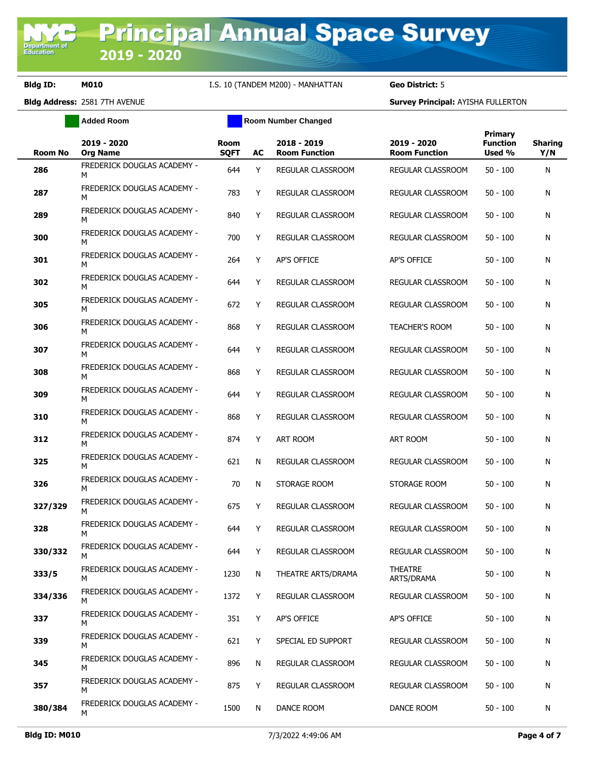# Principal Annual Space Survey 2019 - 2020

**Bldg ID:** M010 I.S. 10 (TANDEM M200) - MANHATTAN **Geo District:** 5

**Bldg Address:** 2581 7TH AVENUE **Survey Principal:** AYISHA FULLERTON

Added Room | Room Number Changed

| Room No | 2019 - 2020 Org Name | Room SQFT | AC | 2018 - 2019 Room Function | 2019 - 2020 Room Function | Primary Function Used % | Sharing Y/N |
|---|---|---|---|---|---|---|---|
| 286 | FREDERICK DOUGLAS ACADEMY - M | 644 | Y | REGULAR CLASSROOM | REGULAR CLASSROOM | 50 - 100 | N |
| 287 | FREDERICK DOUGLAS ACADEMY - M | 783 | Y | REGULAR CLASSROOM | REGULAR CLASSROOM | 50 - 100 | N |
| 289 | FREDERICK DOUGLAS ACADEMY - M | 840 | Y | REGULAR CLASSROOM | REGULAR CLASSROOM | 50 - 100 | N |
| 300 | FREDERICK DOUGLAS ACADEMY - M | 700 | Y | REGULAR CLASSROOM | REGULAR CLASSROOM | 50 - 100 | N |
| 301 | FREDERICK DOUGLAS ACADEMY - M | 264 | Y | AP'S OFFICE | AP'S OFFICE | 50 - 100 | N |
| 302 | FREDERICK DOUGLAS ACADEMY - M | 644 | Y | REGULAR CLASSROOM | REGULAR CLASSROOM | 50 - 100 | N |
| 305 | FREDERICK DOUGLAS ACADEMY - M | 672 | Y | REGULAR CLASSROOM | REGULAR CLASSROOM | 50 - 100 | N |
| 306 | FREDERICK DOUGLAS ACADEMY - M | 868 | Y | REGULAR CLASSROOM | TEACHER'S ROOM | 50 - 100 | N |
| 307 | FREDERICK DOUGLAS ACADEMY - M | 644 | Y | REGULAR CLASSROOM | REGULAR CLASSROOM | 50 - 100 | N |
| 308 | FREDERICK DOUGLAS ACADEMY - M | 868 | Y | REGULAR CLASSROOM | REGULAR CLASSROOM | 50 - 100 | N |
| 309 | FREDERICK DOUGLAS ACADEMY - M | 644 | Y | REGULAR CLASSROOM | REGULAR CLASSROOM | 50 - 100 | N |
| 310 | FREDERICK DOUGLAS ACADEMY - M | 868 | Y | REGULAR CLASSROOM | REGULAR CLASSROOM | 50 - 100 | N |
| 312 | FREDERICK DOUGLAS ACADEMY - M | 874 | Y | ART ROOM | ART ROOM | 50 - 100 | N |
| 325 | FREDERICK DOUGLAS ACADEMY - M | 621 | N | REGULAR CLASSROOM | REGULAR CLASSROOM | 50 - 100 | N |
| 326 | FREDERICK DOUGLAS ACADEMY - M | 70 | N | STORAGE ROOM | STORAGE ROOM | 50 - 100 | N |
| 327/329 | FREDERICK DOUGLAS ACADEMY - M | 675 | Y | REGULAR CLASSROOM | REGULAR CLASSROOM | 50 - 100 | N |
| 328 | FREDERICK DOUGLAS ACADEMY - M | 644 | Y | REGULAR CLASSROOM | REGULAR CLASSROOM | 50 - 100 | N |
| 330/332 | FREDERICK DOUGLAS ACADEMY - M | 644 | Y | REGULAR CLASSROOM | REGULAR CLASSROOM | 50 - 100 | N |
| 333/5 | FREDERICK DOUGLAS ACADEMY - M | 1230 | N | THEATRE ARTS/DRAMA | THEATRE ARTS/DRAMA | 50 - 100 | N |
| 334/336 | FREDERICK DOUGLAS ACADEMY - M | 1372 | Y | REGULAR CLASSROOM | REGULAR CLASSROOM | 50 - 100 | N |
| 337 | FREDERICK DOUGLAS ACADEMY - M | 351 | Y | AP'S OFFICE | AP'S OFFICE | 50 - 100 | N |
| 339 | FREDERICK DOUGLAS ACADEMY - M | 621 | Y | SPECIAL ED SUPPORT | REGULAR CLASSROOM | 50 - 100 | N |
| 345 | FREDERICK DOUGLAS ACADEMY - M | 896 | N | REGULAR CLASSROOM | REGULAR CLASSROOM | 50 - 100 | N |
| 357 | FREDERICK DOUGLAS ACADEMY - M | 875 | Y | REGULAR CLASSROOM | REGULAR CLASSROOM | 50 - 100 | N |
| 380/384 | FREDERICK DOUGLAS ACADEMY - M | 1500 | N | DANCE ROOM | DANCE ROOM | 50 - 100 | N |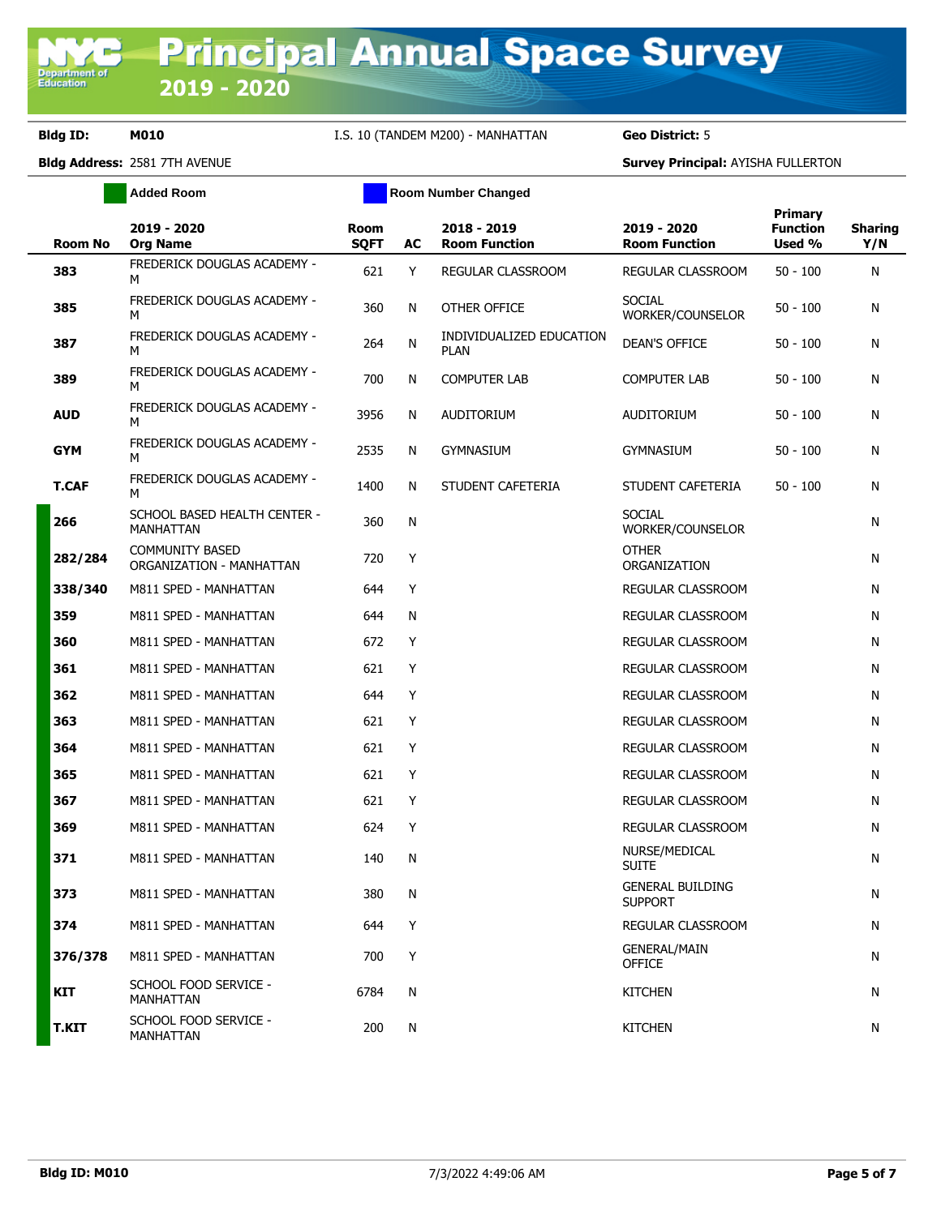# Principal Annual Space Survey

## 2019 - 2020

**Bldg ID:** M010 I.S. 10 (TANDEM M200) - MANHATTAN **Geo District:** 5

**Bldg Address:** 2581 7TH AVENUE **Survey Principal:** AYISHA FULLERTON

Added Room | Room Number Changed

| Room No | 2019 - 2020 Org Name | Room SQFT | AC | 2018 - 2019 Room Function | 2019 - 2020 Room Function | Primary Function Used % | Sharing Y/N |
|---|---|---|---|---|---|---|---|
| 383 | FREDERICK DOUGLAS ACADEMY - M | 621 | Y | REGULAR CLASSROOM | REGULAR CLASSROOM | 50 - 100 | N |
| 385 | FREDERICK DOUGLAS ACADEMY - M | 360 | N | OTHER OFFICE | SOCIAL WORKER/COUNSELOR | 50 - 100 | N |
| 387 | FREDERICK DOUGLAS ACADEMY - M | 264 | N | INDIVIDUALIZED EDUCATION PLAN | DEAN'S OFFICE | 50 - 100 | N |
| 389 | FREDERICK DOUGLAS ACADEMY - M | 700 | N | COMPUTER LAB | COMPUTER LAB | 50 - 100 | N |
| AUD | FREDERICK DOUGLAS ACADEMY - M | 3956 | N | AUDITORIUM | AUDITORIUM | 50 - 100 | N |
| GYM | FREDERICK DOUGLAS ACADEMY - M | 2535 | N | GYMNASIUM | GYMNASIUM | 50 - 100 | N |
| T.CAF | FREDERICK DOUGLAS ACADEMY - M | 1400 | N | STUDENT CAFETERIA | STUDENT CAFETERIA | 50 - 100 | N |
| 266 | SCHOOL BASED HEALTH CENTER - MANHATTAN | 360 | N | | SOCIAL WORKER/COUNSELOR | | N |
| 282/284 | COMMUNITY BASED ORGANIZATION - MANHATTAN | 720 | Y | | OTHER ORGANIZATION | | N |
| 338/340 | M811 SPED - MANHATTAN | 644 | Y | | REGULAR CLASSROOM | | N |
| 359 | M811 SPED - MANHATTAN | 644 | N | | REGULAR CLASSROOM | | N |
| 360 | M811 SPED - MANHATTAN | 672 | Y | | REGULAR CLASSROOM | | N |
| 361 | M811 SPED - MANHATTAN | 621 | Y | | REGULAR CLASSROOM | | N |
| 362 | M811 SPED - MANHATTAN | 644 | Y | | REGULAR CLASSROOM | | N |
| 363 | M811 SPED - MANHATTAN | 621 | Y | | REGULAR CLASSROOM | | N |
| 364 | M811 SPED - MANHATTAN | 621 | Y | | REGULAR CLASSROOM | | N |
| 365 | M811 SPED - MANHATTAN | 621 | Y | | REGULAR CLASSROOM | | N |
| 367 | M811 SPED - MANHATTAN | 621 | Y | | REGULAR CLASSROOM | | N |
| 369 | M811 SPED - MANHATTAN | 624 | Y | | REGULAR CLASSROOM | | N |
| 371 | M811 SPED - MANHATTAN | 140 | N | | NURSE/MEDICAL SUITE | | N |
| 373 | M811 SPED - MANHATTAN | 380 | N | | GENERAL BUILDING SUPPORT | | N |
| 374 | M811 SPED - MANHATTAN | 644 | Y | | REGULAR CLASSROOM | | N |
| 376/378 | M811 SPED - MANHATTAN | 700 | Y | | GENERAL/MAIN OFFICE | | N |
| KIT | SCHOOL FOOD SERVICE - MANHATTAN | 6784 | N | | KITCHEN | | N |
| T.KIT | SCHOOL FOOD SERVICE - MANHATTAN | 200 | N | | KITCHEN | | N |

Bldg ID: M010 7/3/2022 4:49:06 AM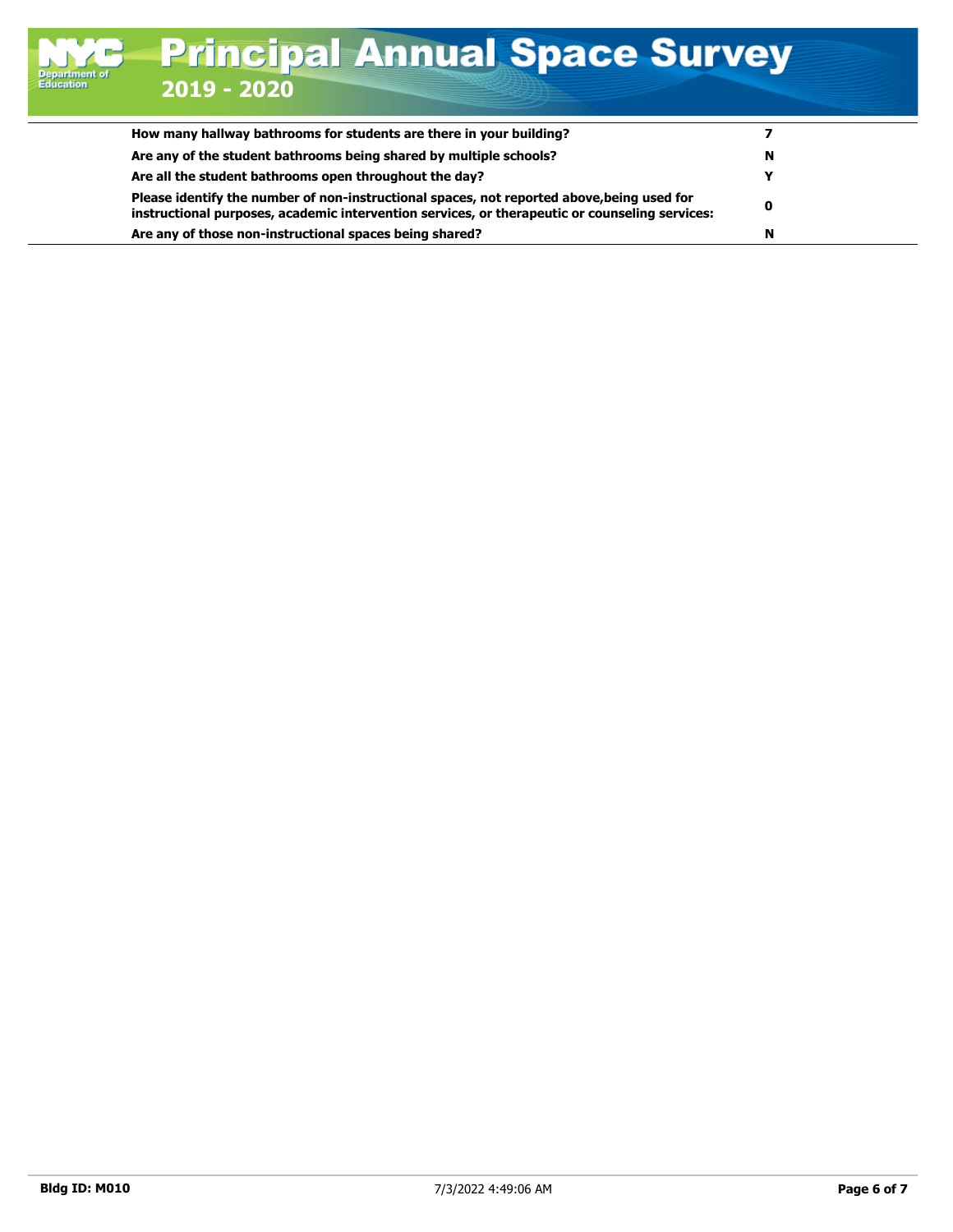| | |
|---|---|
| **How many hallway bathrooms for students are there in your building?** | **7** |
| **Are any of the student bathrooms being shared by multiple schools?** | **N** |
| **Are all the student bathrooms open throughout the day?** | **Y** |
| **Please identify the number of non-instructional spaces, not reported above,being used for instructional purposes, academic intervention services, or therapeutic or counseling services:** | **0** |
| **Are any of those non-instructional spaces being shared?** | **N** |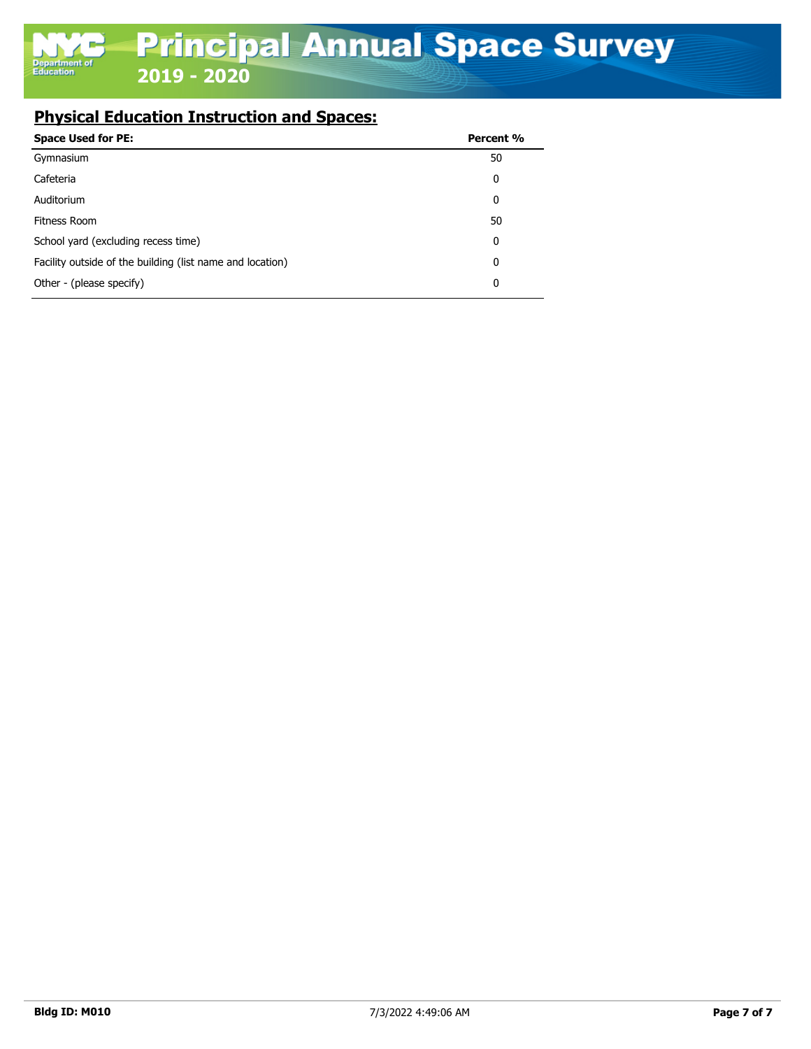## Physical Education Instruction and Spaces:

| Space Used for PE: | Percent % |
| --- | --- |
| Gymnasium | 50 |
| Cafeteria | 0 |
| Auditorium | 0 |
| Fitness Room | 50 |
| School yard (excluding recess time) | 0 |
| Facility outside of the building (list name and location) | 0 |
| Other - (please specify) | 0 |